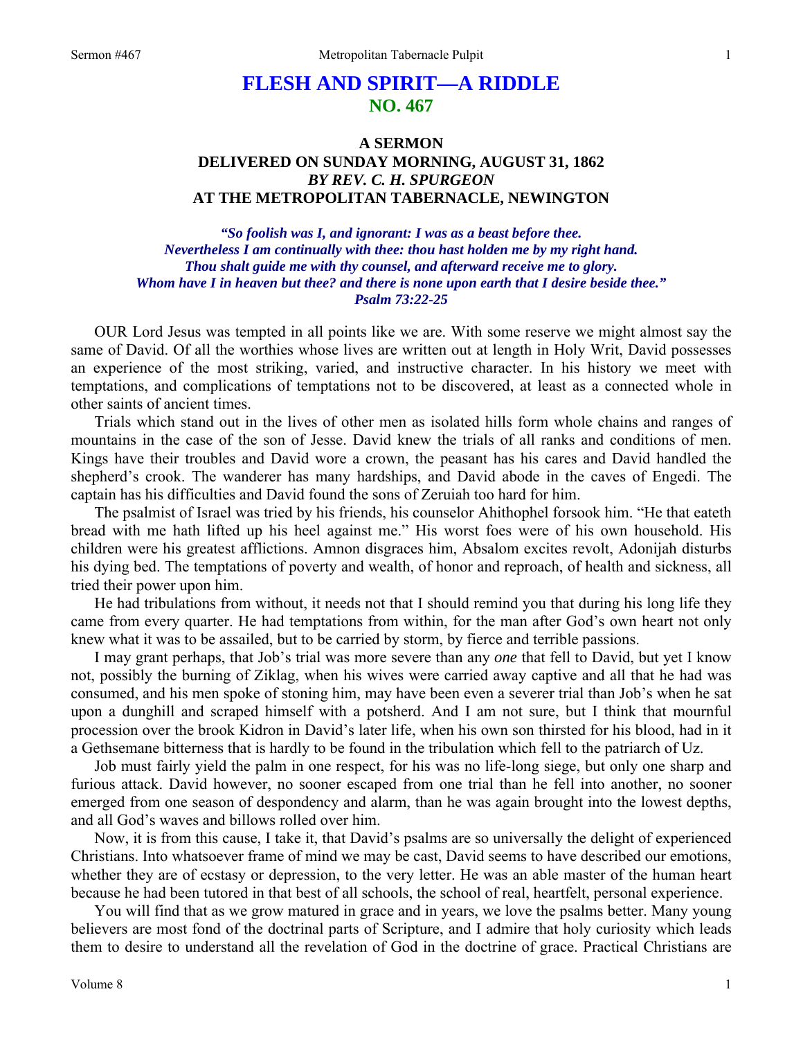# FLESH AND SPIRIT—A RIDDLE
## NO. 467

### A SERMON
### DELIVERED ON SUNDAY MORNING, AUGUST 31, 1862
### *BY REV. C. H. SPURGEON*
### AT THE METROPOLITAN TABERNACLE, NEWINGTON

*"So foolish was I, and ignorant: I was as a beast before thee.*
*Nevertheless I am continually with thee: thou hast holden me by my right hand.*
*Thou shalt guide me with thy counsel, and afterward receive me to glory.*
*Whom have I in heaven but thee? and there is none upon earth that I desire beside thee."*
*Psalm 73:22-25*

OUR Lord Jesus was tempted in all points like we are. With some reserve we might almost say the same of David. Of all the worthies whose lives are written out at length in Holy Writ, David possesses an experience of the most striking, varied, and instructive character. In his history we meet with temptations, and complications of temptations not to be discovered, at least as a connected whole in other saints of ancient times.

Trials which stand out in the lives of other men as isolated hills form whole chains and ranges of mountains in the case of the son of Jesse. David knew the trials of all ranks and conditions of men. Kings have their troubles and David wore a crown, the peasant has his cares and David handled the shepherd's crook. The wanderer has many hardships, and David abode in the caves of Engedi. The captain has his difficulties and David found the sons of Zeruiah too hard for him.

The psalmist of Israel was tried by his friends, his counselor Ahithophel forsook him. "He that eateth bread with me hath lifted up his heel against me." His worst foes were of his own household. His children were his greatest afflictions. Amnon disgraces him, Absalom excites revolt, Adonijah disturbs his dying bed. The temptations of poverty and wealth, of honor and reproach, of health and sickness, all tried their power upon him.

He had tribulations from without, it needs not that I should remind you that during his long life they came from every quarter. He had temptations from within, for the man after God's own heart not only knew what it was to be assailed, but to be carried by storm, by fierce and terrible passions.

I may grant perhaps, that Job's trial was more severe than any *one* that fell to David, but yet I know not, possibly the burning of Ziklag, when his wives were carried away captive and all that he had was consumed, and his men spoke of stoning him, may have been even a severer trial than Job's when he sat upon a dunghill and scraped himself with a potsherd. And I am not sure, but I think that mournful procession over the brook Kidron in David's later life, when his own son thirsted for his blood, had in it a Gethsemane bitterness that is hardly to be found in the tribulation which fell to the patriarch of Uz.

Job must fairly yield the palm in one respect, for his was no life-long siege, but only one sharp and furious attack. David however, no sooner escaped from one trial than he fell into another, no sooner emerged from one season of despondency and alarm, than he was again brought into the lowest depths, and all God's waves and billows rolled over him.

Now, it is from this cause, I take it, that David's psalms are so universally the delight of experienced Christians. Into whatsoever frame of mind we may be cast, David seems to have described our emotions, whether they are of ecstasy or depression, to the very letter. He was an able master of the human heart because he had been tutored in that best of all schools, the school of real, heartfelt, personal experience.

You will find that as we grow matured in grace and in years, we love the psalms better. Many young believers are most fond of the doctrinal parts of Scripture, and I admire that holy curiosity which leads them to desire to understand all the revelation of God in the doctrine of grace. Practical Christians are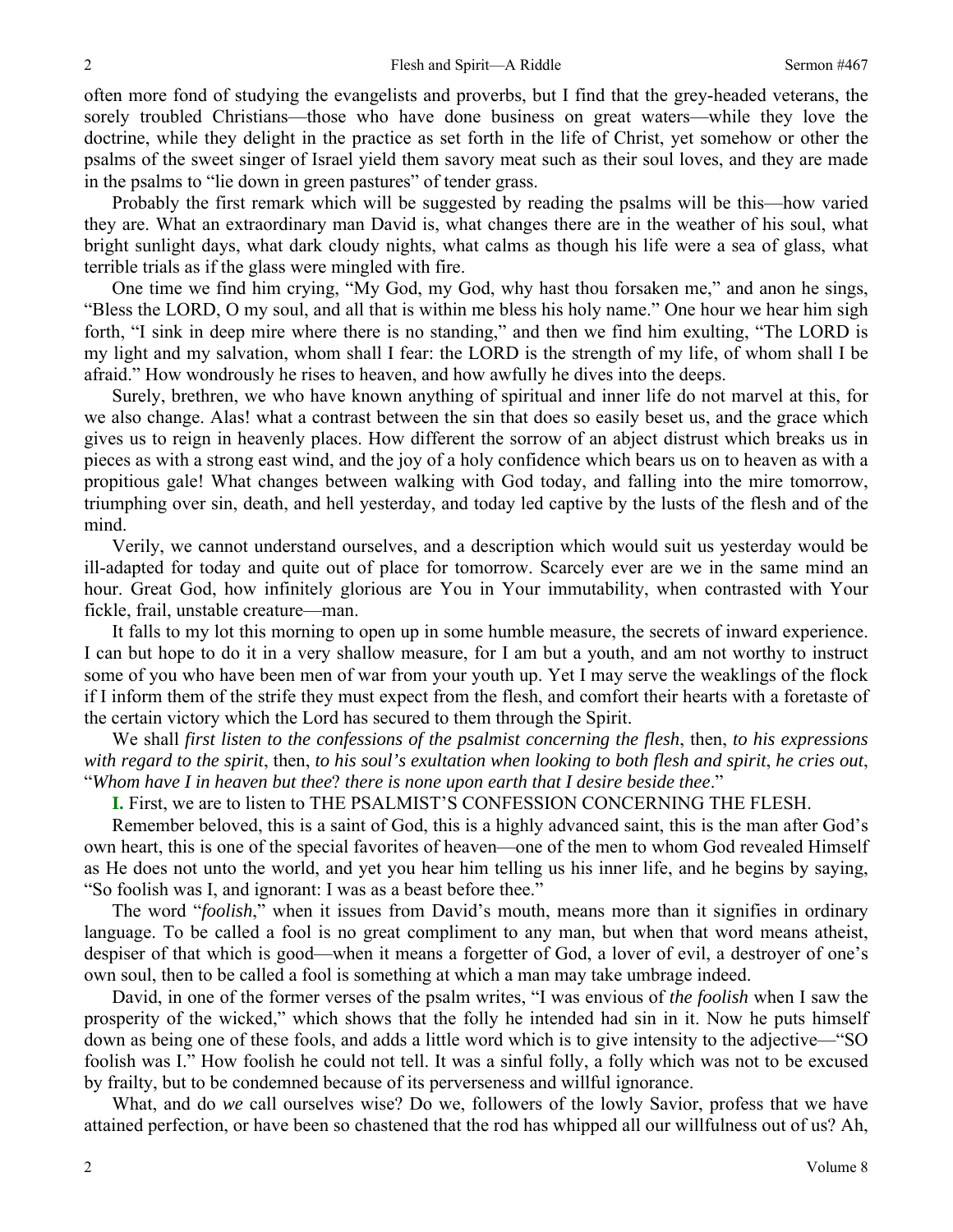often more fond of studying the evangelists and proverbs, but I find that the grey-headed veterans, the sorely troubled Christians—those who have done business on great waters—while they love the doctrine, while they delight in the practice as set forth in the life of Christ, yet somehow or other the psalms of the sweet singer of Israel yield them savory meat such as their soul loves, and they are made in the psalms to "lie down in green pastures" of tender grass.

Probably the first remark which will be suggested by reading the psalms will be this—how varied they are. What an extraordinary man David is, what changes there are in the weather of his soul, what bright sunlight days, what dark cloudy nights, what calms as though his life were a sea of glass, what terrible trials as if the glass were mingled with fire.

One time we find him crying, "My God, my God, why hast thou forsaken me," and anon he sings, "Bless the LORD, O my soul, and all that is within me bless his holy name." One hour we hear him sigh forth, "I sink in deep mire where there is no standing," and then we find him exulting, "The LORD is my light and my salvation, whom shall I fear: the LORD is the strength of my life, of whom shall I be afraid." How wondrously he rises to heaven, and how awfully he dives into the deeps.

Surely, brethren, we who have known anything of spiritual and inner life do not marvel at this, for we also change. Alas! what a contrast between the sin that does so easily beset us, and the grace which gives us to reign in heavenly places. How different the sorrow of an abject distrust which breaks us in pieces as with a strong east wind, and the joy of a holy confidence which bears us on to heaven as with a propitious gale! What changes between walking with God today, and falling into the mire tomorrow, triumphing over sin, death, and hell yesterday, and today led captive by the lusts of the flesh and of the mind.

Verily, we cannot understand ourselves, and a description which would suit us yesterday would be ill-adapted for today and quite out of place for tomorrow. Scarcely ever are we in the same mind an hour. Great God, how infinitely glorious are You in Your immutability, when contrasted with Your fickle, frail, unstable creature—man.

It falls to my lot this morning to open up in some humble measure, the secrets of inward experience. I can but hope to do it in a very shallow measure, for I am but a youth, and am not worthy to instruct some of you who have been men of war from your youth up. Yet I may serve the weaklings of the flock if I inform them of the strife they must expect from the flesh, and comfort their hearts with a foretaste of the certain victory which the Lord has secured to them through the Spirit.

We shall *first listen to the confessions of the psalmist concerning the flesh*, then, *to his expressions with regard to the spirit*, then, *to his soul's exultation when looking to both flesh and spirit*, *he cries out*, "*Whom have I in heaven but thee*? *there is none upon earth that I desire beside thee*."

**I.** First, we are to listen to THE PSALMIST'S CONFESSION CONCERNING THE FLESH.

Remember beloved, this is a saint of God, this is a highly advanced saint, this is the man after God's own heart, this is one of the special favorites of heaven—one of the men to whom God revealed Himself as He does not unto the world, and yet you hear him telling us his inner life, and he begins by saying, "So foolish was I, and ignorant: I was as a beast before thee."

The word "*foolish*," when it issues from David's mouth, means more than it signifies in ordinary language. To be called a fool is no great compliment to any man, but when that word means atheist, despiser of that which is good—when it means a forgetter of God, a lover of evil, a destroyer of one's own soul, then to be called a fool is something at which a man may take umbrage indeed.

David, in one of the former verses of the psalm writes, "I was envious of *the foolish* when I saw the prosperity of the wicked," which shows that the folly he intended had sin in it. Now he puts himself down as being one of these fools, and adds a little word which is to give intensity to the adjective—"SO foolish was I." How foolish he could not tell. It was a sinful folly, a folly which was not to be excused by frailty, but to be condemned because of its perverseness and willful ignorance.

What, and do *we* call ourselves wise? Do we, followers of the lowly Savior, profess that we have attained perfection, or have been so chastened that the rod has whipped all our willfulness out of us? Ah,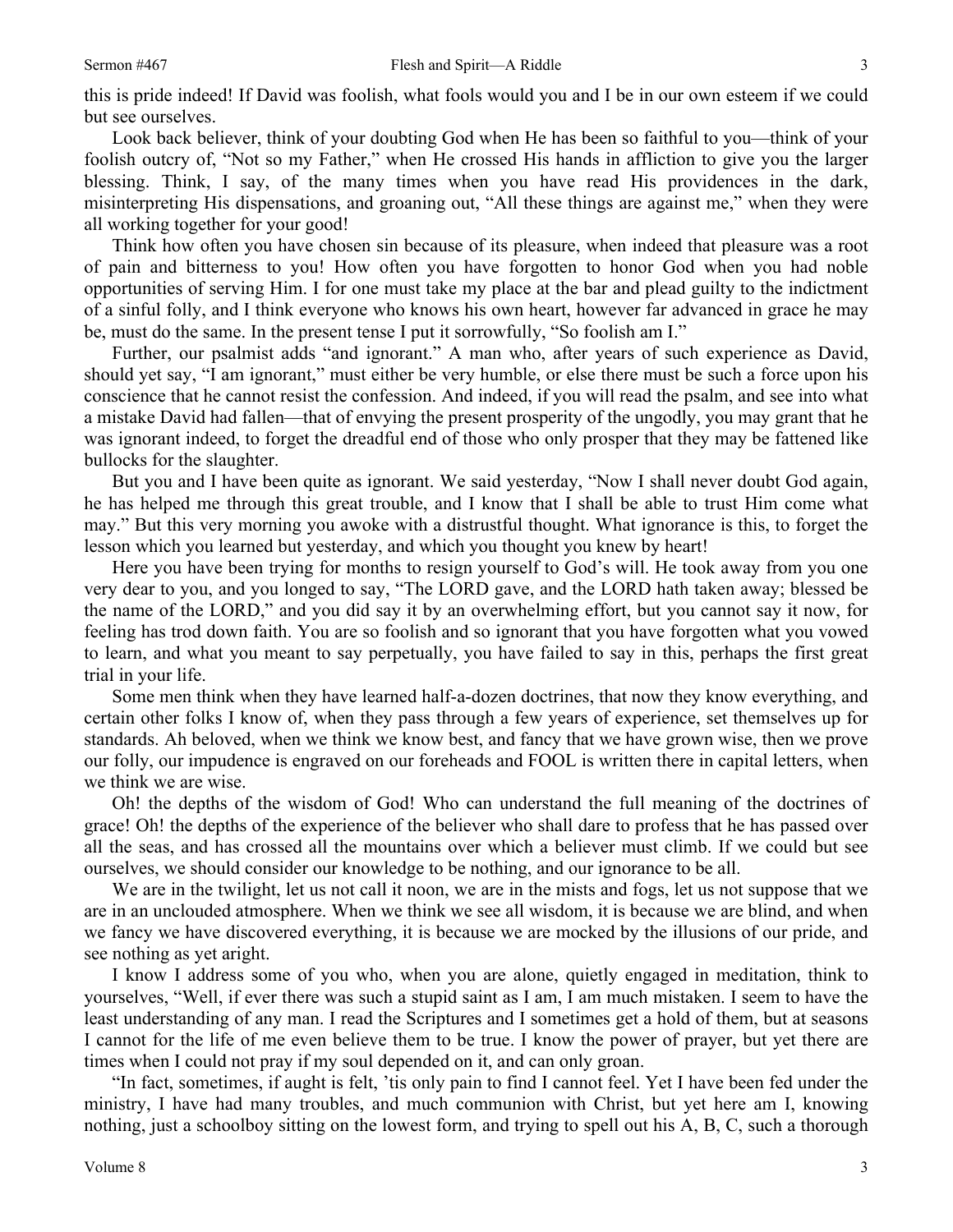this is pride indeed! If David was foolish, what fools would you and I be in our own esteem if we could but see ourselves.

Look back believer, think of your doubting God when He has been so faithful to you—think of your foolish outcry of, "Not so my Father," when He crossed His hands in affliction to give you the larger blessing. Think, I say, of the many times when you have read His providences in the dark, misinterpreting His dispensations, and groaning out, "All these things are against me," when they were all working together for your good!

Think how often you have chosen sin because of its pleasure, when indeed that pleasure was a root of pain and bitterness to you! How often you have forgotten to honor God when you had noble opportunities of serving Him. I for one must take my place at the bar and plead guilty to the indictment of a sinful folly, and I think everyone who knows his own heart, however far advanced in grace he may be, must do the same. In the present tense I put it sorrowfully, "So foolish am I."

Further, our psalmist adds "and ignorant." A man who, after years of such experience as David, should yet say, "I am ignorant," must either be very humble, or else there must be such a force upon his conscience that he cannot resist the confession. And indeed, if you will read the psalm, and see into what a mistake David had fallen—that of envying the present prosperity of the ungodly, you may grant that he was ignorant indeed, to forget the dreadful end of those who only prosper that they may be fattened like bullocks for the slaughter.

But you and I have been quite as ignorant. We said yesterday, "Now I shall never doubt God again, he has helped me through this great trouble, and I know that I shall be able to trust Him come what may." But this very morning you awoke with a distrustful thought. What ignorance is this, to forget the lesson which you learned but yesterday, and which you thought you knew by heart!

Here you have been trying for months to resign yourself to God's will. He took away from you one very dear to you, and you longed to say, "The LORD gave, and the LORD hath taken away; blessed be the name of the LORD," and you did say it by an overwhelming effort, but you cannot say it now, for feeling has trod down faith. You are so foolish and so ignorant that you have forgotten what you vowed to learn, and what you meant to say perpetually, you have failed to say in this, perhaps the first great trial in your life.

Some men think when they have learned half-a-dozen doctrines, that now they know everything, and certain other folks I know of, when they pass through a few years of experience, set themselves up for standards. Ah beloved, when we think we know best, and fancy that we have grown wise, then we prove our folly, our impudence is engraved on our foreheads and FOOL is written there in capital letters, when we think we are wise.

Oh! the depths of the wisdom of God! Who can understand the full meaning of the doctrines of grace! Oh! the depths of the experience of the believer who shall dare to profess that he has passed over all the seas, and has crossed all the mountains over which a believer must climb. If we could but see ourselves, we should consider our knowledge to be nothing, and our ignorance to be all.

We are in the twilight, let us not call it noon, we are in the mists and fogs, let us not suppose that we are in an unclouded atmosphere. When we think we see all wisdom, it is because we are blind, and when we fancy we have discovered everything, it is because we are mocked by the illusions of our pride, and see nothing as yet aright.

I know I address some of you who, when you are alone, quietly engaged in meditation, think to yourselves, "Well, if ever there was such a stupid saint as I am, I am much mistaken. I seem to have the least understanding of any man. I read the Scriptures and I sometimes get a hold of them, but at seasons I cannot for the life of me even believe them to be true. I know the power of prayer, but yet there are times when I could not pray if my soul depended on it, and can only groan.

"In fact, sometimes, if aught is felt, 'tis only pain to find I cannot feel. Yet I have been fed under the ministry, I have had many troubles, and much communion with Christ, but yet here am I, knowing nothing, just a schoolboy sitting on the lowest form, and trying to spell out his A, B, C, such a thorough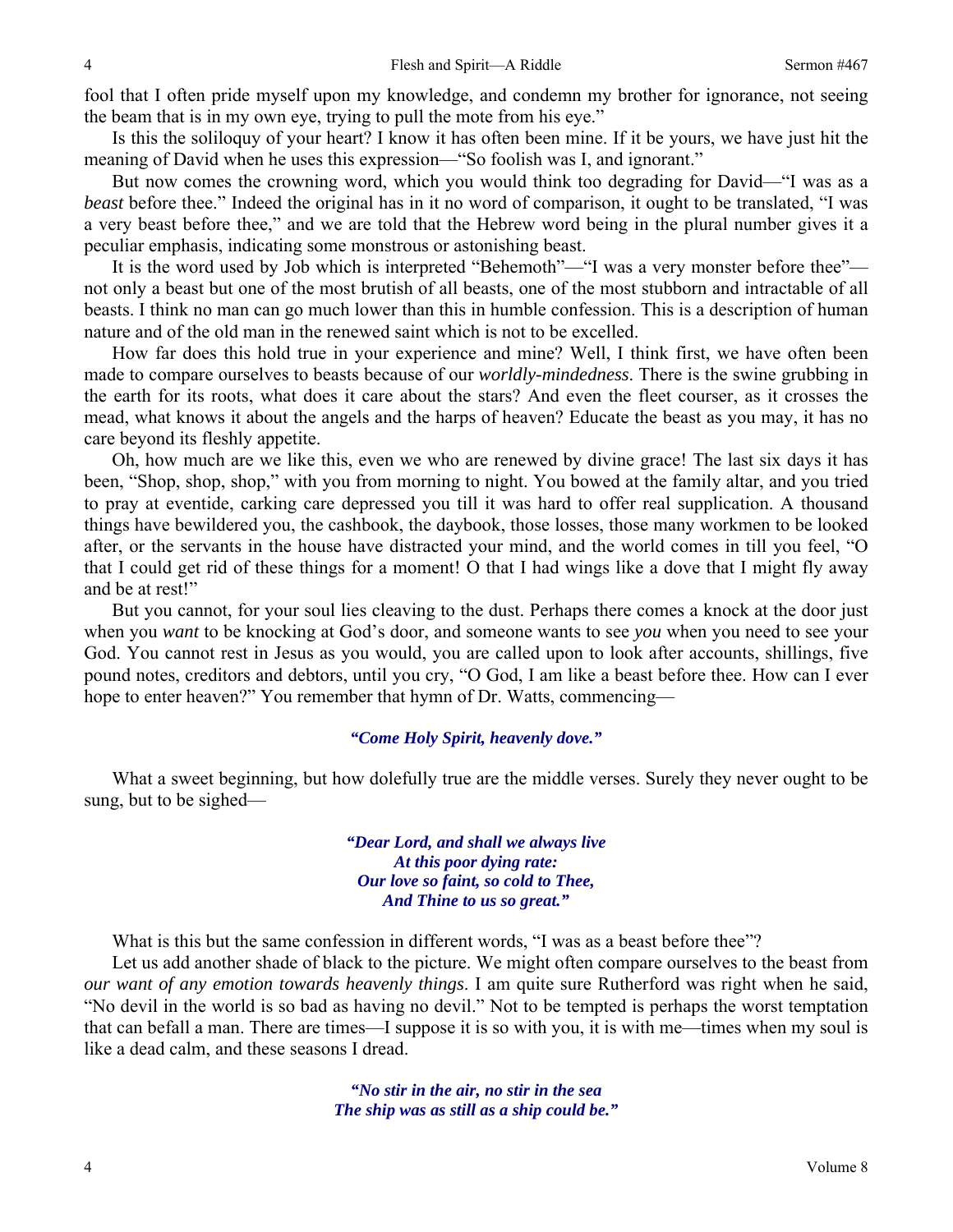fool that I often pride myself upon my knowledge, and condemn my brother for ignorance, not seeing the beam that is in my own eye, trying to pull the mote from his eye."

Is this the soliloquy of your heart? I know it has often been mine. If it be yours, we have just hit the meaning of David when he uses this expression—"So foolish was I, and ignorant."

But now comes the crowning word, which you would think too degrading for David—"I was as a *beast* before thee." Indeed the original has in it no word of comparison, it ought to be translated, "I was a very beast before thee," and we are told that the Hebrew word being in the plural number gives it a peculiar emphasis, indicating some monstrous or astonishing beast.

It is the word used by Job which is interpreted "Behemoth"—"I was a very monster before thee"—not only a beast but one of the most brutish of all beasts, one of the most stubborn and intractable of all beasts. I think no man can go much lower than this in humble confession. This is a description of human nature and of the old man in the renewed saint which is not to be excelled.

How far does this hold true in your experience and mine? Well, I think first, we have often been made to compare ourselves to beasts because of our *worldly-mindedness*. There is the swine grubbing in the earth for its roots, what does it care about the stars? And even the fleet courser, as it crosses the mead, what knows it about the angels and the harps of heaven? Educate the beast as you may, it has no care beyond its fleshly appetite.

Oh, how much are we like this, even we who are renewed by divine grace! The last six days it has been, "Shop, shop, shop," with you from morning to night. You bowed at the family altar, and you tried to pray at eventide, carking care depressed you till it was hard to offer real supplication. A thousand things have bewildered you, the cashbook, the daybook, those losses, those many workmen to be looked after, or the servants in the house have distracted your mind, and the world comes in till you feel, "O that I could get rid of these things for a moment! O that I had wings like a dove that I might fly away and be at rest!"

But you cannot, for your soul lies cleaving to the dust. Perhaps there comes a knock at the door just when you *want* to be knocking at God's door, and someone wants to see *you* when you need to see your God. You cannot rest in Jesus as you would, you are called upon to look after accounts, shillings, five pound notes, creditors and debtors, until you cry, "O God, I am like a beast before thee. How can I ever hope to enter heaven?" You remember that hymn of Dr. Watts, commencing—

> ***"Come Holy Spirit, heavenly dove."***

What a sweet beginning, but how dolefully true are the middle verses. Surely they never ought to be sung, but to be sighed—

> ***"Dear Lord, and shall we always live***
> ***At this poor dying rate:***
> ***Our love so faint, so cold to Thee,***
> ***And Thine to us so great."***

What is this but the same confession in different words, "I was as a beast before thee"?

Let us add another shade of black to the picture. We might often compare ourselves to the beast from *our want of any emotion towards heavenly things*. I am quite sure Rutherford was right when he said, "No devil in the world is so bad as having no devil." Not to be tempted is perhaps the worst temptation that can befall a man. There are times—I suppose it is so with you, it is with me—times when my soul is like a dead calm, and these seasons I dread.

> ***"No stir in the air, no stir in the sea***
> ***The ship was as still as a ship could be."***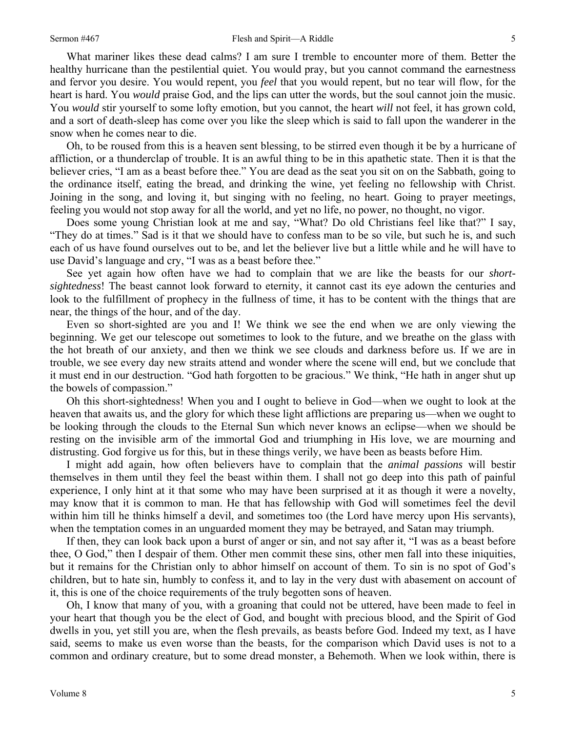What mariner likes these dead calms? I am sure I tremble to encounter more of them. Better the healthy hurricane than the pestilential quiet. You would pray, but you cannot command the earnestness and fervor you desire. You would repent, you *feel* that you would repent, but no tear will flow, for the heart is hard. You *would* praise God, and the lips can utter the words, but the soul cannot join the music. You *would* stir yourself to some lofty emotion, but you cannot, the heart *will* not feel, it has grown cold, and a sort of death-sleep has come over you like the sleep which is said to fall upon the wanderer in the snow when he comes near to die.

Oh, to be roused from this is a heaven sent blessing, to be stirred even though it be by a hurricane of affliction, or a thunderclap of trouble. It is an awful thing to be in this apathetic state. Then it is that the believer cries, "I am as a beast before thee." You are dead as the seat you sit on on the Sabbath, going to the ordinance itself, eating the bread, and drinking the wine, yet feeling no fellowship with Christ. Joining in the song, and loving it, but singing with no feeling, no heart. Going to prayer meetings, feeling you would not stop away for all the world, and yet no life, no power, no thought, no vigor.

Does some young Christian look at me and say, "What? Do old Christians feel like that?" I say, "They do at times." Sad is it that we should have to confess man to be so vile, but such he is, and such each of us have found ourselves out to be, and let the believer live but a little while and he will have to use David's language and cry, "I was as a beast before thee."

See yet again how often have we had to complain that we are like the beasts for our *short-sightedness*! The beast cannot look forward to eternity, it cannot cast its eye adown the centuries and look to the fulfillment of prophecy in the fullness of time, it has to be content with the things that are near, the things of the hour, and of the day.

Even so short-sighted are you and I! We think we see the end when we are only viewing the beginning. We get our telescope out sometimes to look to the future, and we breathe on the glass with the hot breath of our anxiety, and then we think we see clouds and darkness before us. If we are in trouble, we see every day new straits attend and wonder where the scene will end, but we conclude that it must end in our destruction. "God hath forgotten to be gracious." We think, "He hath in anger shut up the bowels of compassion."

Oh this short-sightedness! When you and I ought to believe in God—when we ought to look at the heaven that awaits us, and the glory for which these light afflictions are preparing us—when we ought to be looking through the clouds to the Eternal Sun which never knows an eclipse—when we should be resting on the invisible arm of the immortal God and triumphing in His love, we are mourning and distrusting. God forgive us for this, but in these things verily, we have been as beasts before Him.

I might add again, how often believers have to complain that the *animal passions* will bestir themselves in them until they feel the beast within them. I shall not go deep into this path of painful experience, I only hint at it that some who may have been surprised at it as though it were a novelty, may know that it is common to man. He that has fellowship with God will sometimes feel the devil within him till he thinks himself a devil, and sometimes too (the Lord have mercy upon His servants), when the temptation comes in an unguarded moment they may be betrayed, and Satan may triumph.

If then, they can look back upon a burst of anger or sin, and not say after it, "I was as a beast before thee, O God," then I despair of them. Other men commit these sins, other men fall into these iniquities, but it remains for the Christian only to abhor himself on account of them. To sin is no spot of God's children, but to hate sin, humbly to confess it, and to lay in the very dust with abasement on account of it, this is one of the choice requirements of the truly begotten sons of heaven.

Oh, I know that many of you, with a groaning that could not be uttered, have been made to feel in your heart that though you be the elect of God, and bought with precious blood, and the Spirit of God dwells in you, yet still you are, when the flesh prevails, as beasts before God. Indeed my text, as I have said, seems to make us even worse than the beasts, for the comparison which David uses is not to a common and ordinary creature, but to some dread monster, a Behemoth. When we look within, there is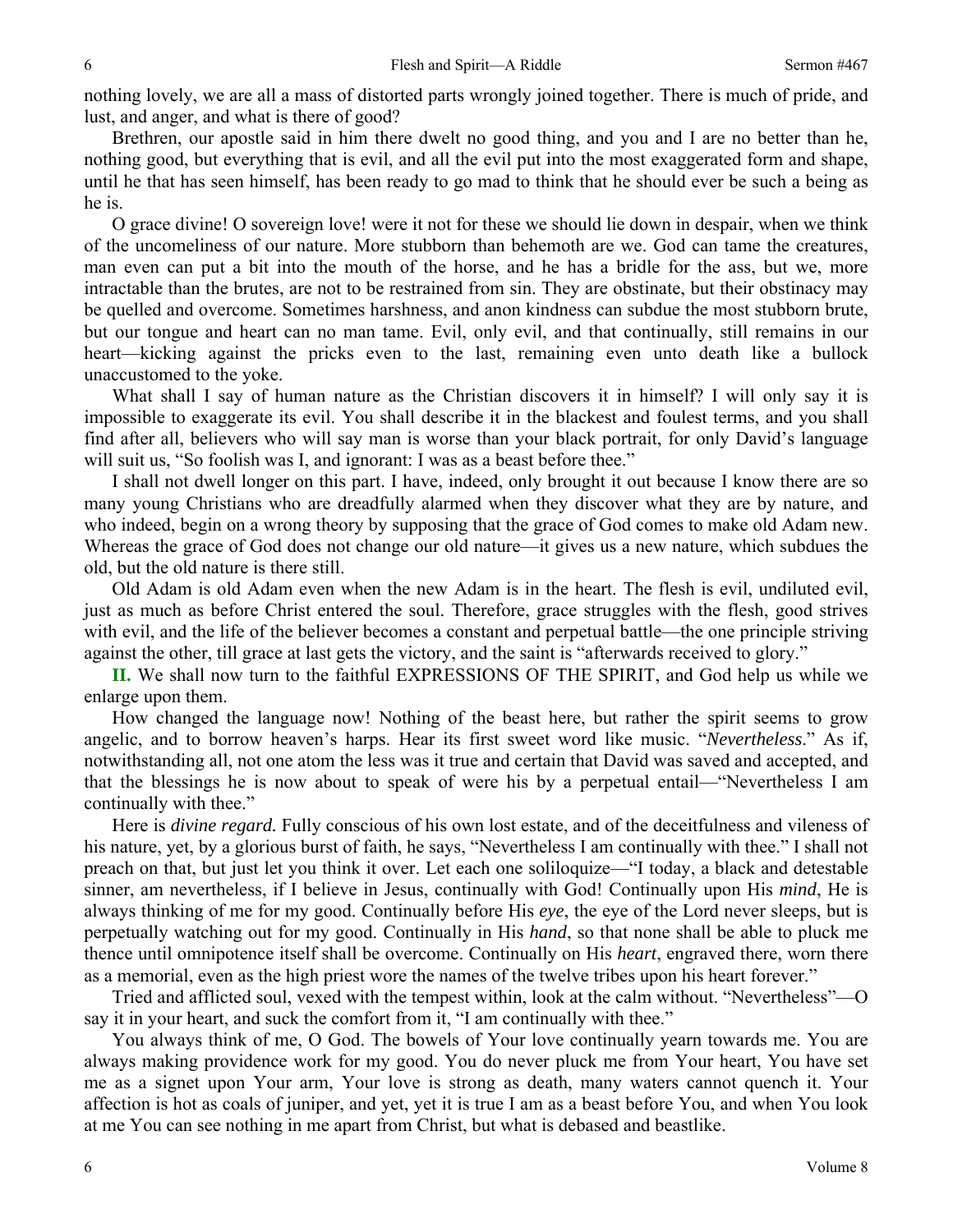nothing lovely, we are all a mass of distorted parts wrongly joined together. There is much of pride, and lust, and anger, and what is there of good?

Brethren, our apostle said in him there dwelt no good thing, and you and I are no better than he, nothing good, but everything that is evil, and all the evil put into the most exaggerated form and shape, until he that has seen himself, has been ready to go mad to think that he should ever be such a being as he is.

O grace divine! O sovereign love! were it not for these we should lie down in despair, when we think of the uncomeliness of our nature. More stubborn than behemoth are we. God can tame the creatures, man even can put a bit into the mouth of the horse, and he has a bridle for the ass, but we, more intractable than the brutes, are not to be restrained from sin. They are obstinate, but their obstinacy may be quelled and overcome. Sometimes harshness, and anon kindness can subdue the most stubborn brute, but our tongue and heart can no man tame. Evil, only evil, and that continually, still remains in our heart—kicking against the pricks even to the last, remaining even unto death like a bullock unaccustomed to the yoke.

What shall I say of human nature as the Christian discovers it in himself? I will only say it is impossible to exaggerate its evil. You shall describe it in the blackest and foulest terms, and you shall find after all, believers who will say man is worse than your black portrait, for only David's language will suit us, "So foolish was I, and ignorant: I was as a beast before thee."

I shall not dwell longer on this part. I have, indeed, only brought it out because I know there are so many young Christians who are dreadfully alarmed when they discover what they are by nature, and who indeed, begin on a wrong theory by supposing that the grace of God comes to make old Adam new. Whereas the grace of God does not change our old nature—it gives us a new nature, which subdues the old, but the old nature is there still.

Old Adam is old Adam even when the new Adam is in the heart. The flesh is evil, undiluted evil, just as much as before Christ entered the soul. Therefore, grace struggles with the flesh, good strives with evil, and the life of the believer becomes a constant and perpetual battle—the one principle striving against the other, till grace at last gets the victory, and the saint is "afterwards received to glory."

**II.** We shall now turn to the faithful EXPRESSIONS OF THE SPIRIT, and God help us while we enlarge upon them.

How changed the language now! Nothing of the beast here, but rather the spirit seems to grow angelic, and to borrow heaven's harps. Hear its first sweet word like music. "*Nevertheless*." As if, notwithstanding all, not one atom the less was it true and certain that David was saved and accepted, and that the blessings he is now about to speak of were his by a perpetual entail—"Nevertheless I am continually with thee."

Here is *divine regard.* Fully conscious of his own lost estate, and of the deceitfulness and vileness of his nature, yet, by a glorious burst of faith, he says, "Nevertheless I am continually with thee." I shall not preach on that, but just let you think it over. Let each one soliloquize—"I today, a black and detestable sinner, am nevertheless, if I believe in Jesus, continually with God! Continually upon His *mind*, He is always thinking of me for my good. Continually before His *eye*, the eye of the Lord never sleeps, but is perpetually watching out for my good. Continually in His *hand*, so that none shall be able to pluck me thence until omnipotence itself shall be overcome. Continually on His *heart*, engraved there, worn there as a memorial, even as the high priest wore the names of the twelve tribes upon his heart forever."

Tried and afflicted soul, vexed with the tempest within, look at the calm without. "Nevertheless"—O say it in your heart, and suck the comfort from it, "I am continually with thee."

You always think of me, O God. The bowels of Your love continually yearn towards me. You are always making providence work for my good. You do never pluck me from Your heart, You have set me as a signet upon Your arm, Your love is strong as death, many waters cannot quench it. Your affection is hot as coals of juniper, and yet, yet it is true I am as a beast before You, and when You look at me You can see nothing in me apart from Christ, but what is debased and beastlike.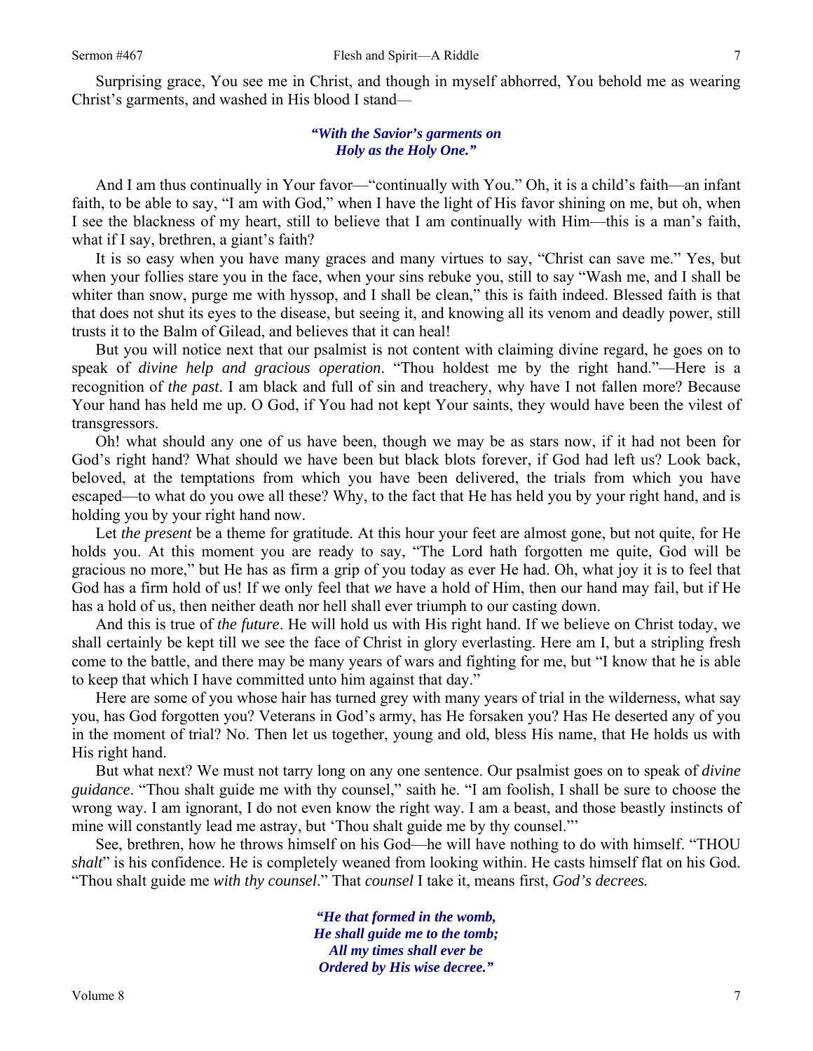Surprising grace, You see me in Christ, and though in myself abhorred, You behold me as wearing Christ's garments, and washed in His blood I stand—

> ***"With the Savior's garments on***
> ***Holy as the Holy One."***

And I am thus continually in Your favor—"continually with You." Oh, it is a child's faith—an infant faith, to be able to say, "I am with God," when I have the light of His favor shining on me, but oh, when I see the blackness of my heart, still to believe that I am continually with Him—this is a man's faith, what if I say, brethren, a giant's faith?

It is so easy when you have many graces and many virtues to say, "Christ can save me." Yes, but when your follies stare you in the face, when your sins rebuke you, still to say "Wash me, and I shall be whiter than snow, purge me with hyssop, and I shall be clean," this is faith indeed. Blessed faith is that that does not shut its eyes to the disease, but seeing it, and knowing all its venom and deadly power, still trusts it to the Balm of Gilead, and believes that it can heal!

But you will notice next that our psalmist is not content with claiming divine regard, he goes on to speak of *divine help and gracious operation*. "Thou holdest me by the right hand."—Here is a recognition of *the past*. I am black and full of sin and treachery, why have I not fallen more? Because Your hand has held me up. O God, if You had not kept Your saints, they would have been the vilest of transgressors.

Oh! what should any one of us have been, though we may be as stars now, if it had not been for God's right hand? What should we have been but black blots forever, if God had left us? Look back, beloved, at the temptations from which you have been delivered, the trials from which you have escaped—to what do you owe all these? Why, to the fact that He has held you by your right hand, and is holding you by your right hand now.

Let *the present* be a theme for gratitude. At this hour your feet are almost gone, but not quite, for He holds you. At this moment you are ready to say, "The Lord hath forgotten me quite, God will be gracious no more," but He has as firm a grip of you today as ever He had. Oh, what joy it is to feel that God has a firm hold of us! If we only feel that *we* have a hold of Him, then our hand may fail, but if He has a hold of us, then neither death nor hell shall ever triumph to our casting down.

And this is true of *the future*. He will hold us with His right hand. If we believe on Christ today, we shall certainly be kept till we see the face of Christ in glory everlasting. Here am I, but a stripling fresh come to the battle, and there may be many years of wars and fighting for me, but "I know that he is able to keep that which I have committed unto him against that day."

Here are some of you whose hair has turned grey with many years of trial in the wilderness, what say you, has God forgotten you? Veterans in God's army, has He forsaken you? Has He deserted any of you in the moment of trial? No. Then let us together, young and old, bless His name, that He holds us with His right hand.

But what next? We must not tarry long on any one sentence. Our psalmist goes on to speak of *divine guidance*. "Thou shalt guide me with thy counsel," saith he. "I am foolish, I shall be sure to choose the wrong way. I am ignorant, I do not even know the right way. I am a beast, and those beastly instincts of mine will constantly lead me astray, but 'Thou shalt guide me by thy counsel.'"

See, brethren, how he throws himself on his God—he will have nothing to do with himself. "THOU *shalt*" is his confidence. He is completely weaned from looking within. He casts himself flat on his God. "Thou shalt guide me *with thy counsel*." That *counsel* I take it, means first, *God's decrees.*

> ***"He that formed in the womb,***
> ***He shall guide me to the tomb;***
> ***All my times shall ever be***
> ***Ordered by His wise decree."***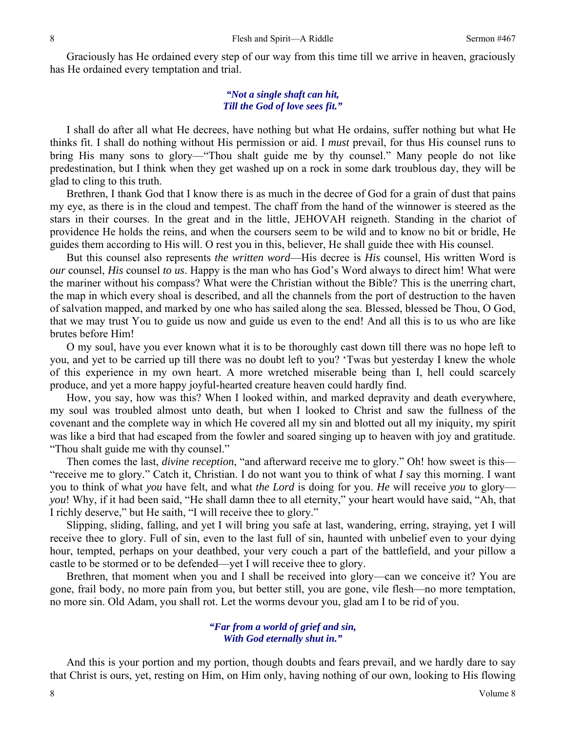Graciously has He ordained every step of our way from this time till we arrive in heaven, graciously has He ordained every temptation and trial.

> ***"Not a single shaft can hit,***
> ***Till the God of love sees fit."***

I shall do after all what He decrees, have nothing but what He ordains, suffer nothing but what He thinks fit. I shall do nothing without His permission or aid. I *must* prevail, for thus His counsel runs to bring His many sons to glory—"Thou shalt guide me by thy counsel." Many people do not like predestination, but I think when they get washed up on a rock in some dark troublous day, they will be glad to cling to this truth.

Brethren, I thank God that I know there is as much in the decree of God for a grain of dust that pains my eye, as there is in the cloud and tempest. The chaff from the hand of the winnower is steered as the stars in their courses. In the great and in the little, JEHOVAH reigneth. Standing in the chariot of providence He holds the reins, and when the coursers seem to be wild and to know no bit or bridle, He guides them according to His will. O rest you in this, believer, He shall guide thee with His counsel.

But this counsel also represents *the written word*—His decree is *His* counsel, His written Word is *our* counsel, *His* counsel *to us*. Happy is the man who has God's Word always to direct him! What were the mariner without his compass? What were the Christian without the Bible? This is the unerring chart, the map in which every shoal is described, and all the channels from the port of destruction to the haven of salvation mapped, and marked by one who has sailed along the sea. Blessed, blessed be Thou, O God, that we may trust You to guide us now and guide us even to the end! And all this is to us who are like brutes before Him!

O my soul, have you ever known what it is to be thoroughly cast down till there was no hope left to you, and yet to be carried up till there was no doubt left to you? 'Twas but yesterday I knew the whole of this experience in my own heart. A more wretched miserable being than I, hell could scarcely produce, and yet a more happy joyful-hearted creature heaven could hardly find.

How, you say, how was this? When I looked within, and marked depravity and death everywhere, my soul was troubled almost unto death, but when I looked to Christ and saw the fullness of the covenant and the complete way in which He covered all my sin and blotted out all my iniquity, my spirit was like a bird that had escaped from the fowler and soared singing up to heaven with joy and gratitude. "Thou shalt guide me with thy counsel."

Then comes the last, *divine reception*, "and afterward receive me to glory." Oh! how sweet is this—"receive me to glory." Catch it, Christian. I do not want you to think of what *I* say this morning. I want you to think of what *you* have felt, and what *the Lord* is doing for you. *He* will receive *you* to glory—*you*! Why, if it had been said, "He shall damn thee to all eternity," your heart would have said, "Ah, that I richly deserve," but He saith, "I will receive thee to glory."

Slipping, sliding, falling, and yet I will bring you safe at last, wandering, erring, straying, yet I will receive thee to glory. Full of sin, even to the last full of sin, haunted with unbelief even to your dying hour, tempted, perhaps on your deathbed, your very couch a part of the battlefield, and your pillow a castle to be stormed or to be defended—yet I will receive thee to glory.

Brethren, that moment when you and I shall be received into glory—can we conceive it? You are gone, frail body, no more pain from you, but better still, you are gone, vile flesh—no more temptation, no more sin. Old Adam, you shall rot. Let the worms devour you, glad am I to be rid of you.

> ***"Far from a world of grief and sin,***
> ***With God eternally shut in."***

And this is your portion and my portion, though doubts and fears prevail, and we hardly dare to say that Christ is ours, yet, resting on Him, on Him only, having nothing of our own, looking to His flowing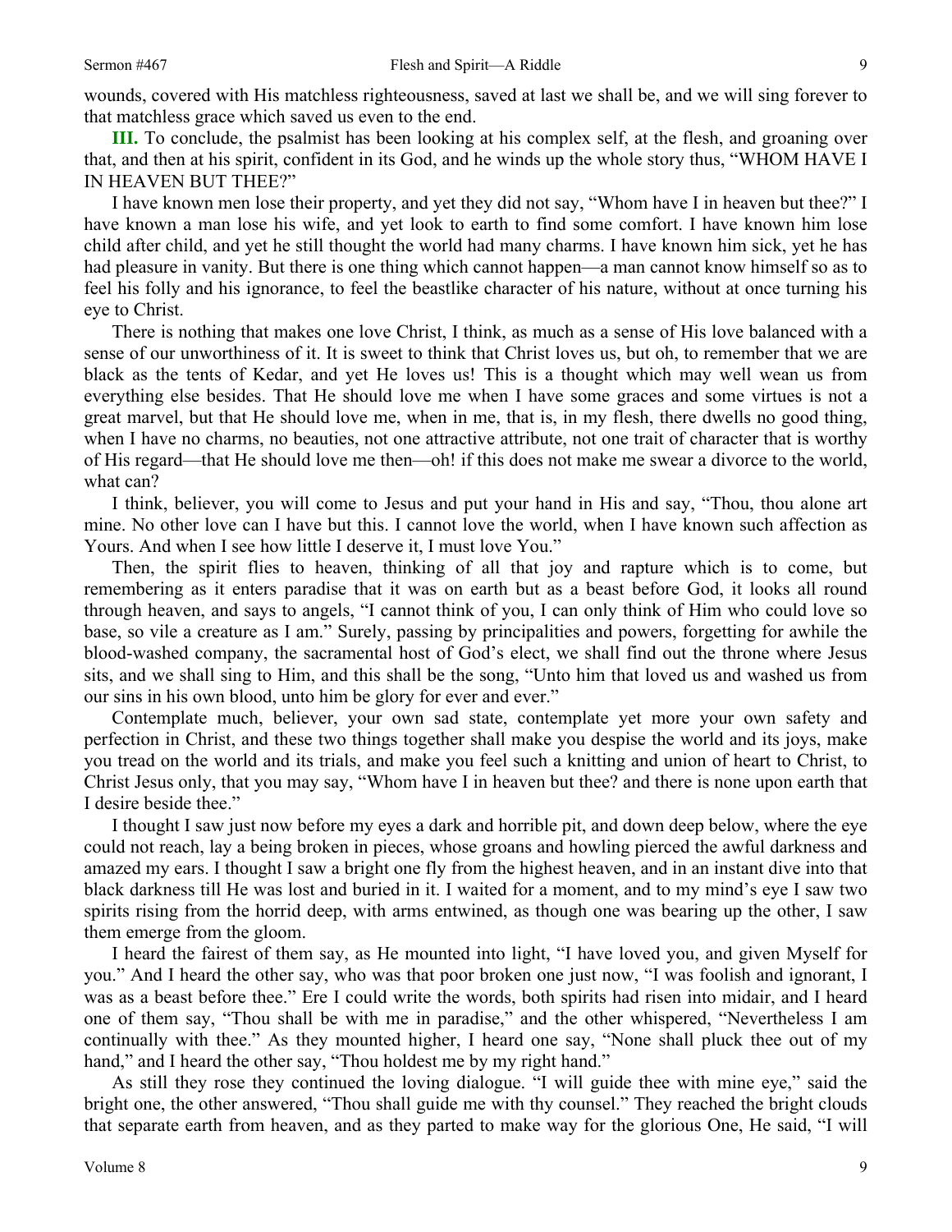wounds, covered with His matchless righteousness, saved at last we shall be, and we will sing forever to that matchless grace which saved us even to the end.

**III.** To conclude, the psalmist has been looking at his complex self, at the flesh, and groaning over that, and then at his spirit, confident in its God, and he winds up the whole story thus, "WHOM HAVE I IN HEAVEN BUT THEE?"

I have known men lose their property, and yet they did not say, "Whom have I in heaven but thee?" I have known a man lose his wife, and yet look to earth to find some comfort. I have known him lose child after child, and yet he still thought the world had many charms. I have known him sick, yet he has had pleasure in vanity. But there is one thing which cannot happen—a man cannot know himself so as to feel his folly and his ignorance, to feel the beastlike character of his nature, without at once turning his eye to Christ.

There is nothing that makes one love Christ, I think, as much as a sense of His love balanced with a sense of our unworthiness of it. It is sweet to think that Christ loves us, but oh, to remember that we are black as the tents of Kedar, and yet He loves us! This is a thought which may well wean us from everything else besides. That He should love me when I have some graces and some virtues is not a great marvel, but that He should love me, when in me, that is, in my flesh, there dwells no good thing, when I have no charms, no beauties, not one attractive attribute, not one trait of character that is worthy of His regard—that He should love me then—oh! if this does not make me swear a divorce to the world, what can?

I think, believer, you will come to Jesus and put your hand in His and say, "Thou, thou alone art mine. No other love can I have but this. I cannot love the world, when I have known such affection as Yours. And when I see how little I deserve it, I must love You."

Then, the spirit flies to heaven, thinking of all that joy and rapture which is to come, but remembering as it enters paradise that it was on earth but as a beast before God, it looks all round through heaven, and says to angels, "I cannot think of you, I can only think of Him who could love so base, so vile a creature as I am." Surely, passing by principalities and powers, forgetting for awhile the blood-washed company, the sacramental host of God's elect, we shall find out the throne where Jesus sits, and we shall sing to Him, and this shall be the song, "Unto him that loved us and washed us from our sins in his own blood, unto him be glory for ever and ever."

Contemplate much, believer, your own sad state, contemplate yet more your own safety and perfection in Christ, and these two things together shall make you despise the world and its joys, make you tread on the world and its trials, and make you feel such a knitting and union of heart to Christ, to Christ Jesus only, that you may say, "Whom have I in heaven but thee? and there is none upon earth that I desire beside thee."

I thought I saw just now before my eyes a dark and horrible pit, and down deep below, where the eye could not reach, lay a being broken in pieces, whose groans and howling pierced the awful darkness and amazed my ears. I thought I saw a bright one fly from the highest heaven, and in an instant dive into that black darkness till He was lost and buried in it. I waited for a moment, and to my mind's eye I saw two spirits rising from the horrid deep, with arms entwined, as though one was bearing up the other, I saw them emerge from the gloom.

I heard the fairest of them say, as He mounted into light, "I have loved you, and given Myself for you." And I heard the other say, who was that poor broken one just now, "I was foolish and ignorant, I was as a beast before thee." Ere I could write the words, both spirits had risen into midair, and I heard one of them say, "Thou shall be with me in paradise," and the other whispered, "Nevertheless I am continually with thee." As they mounted higher, I heard one say, "None shall pluck thee out of my hand," and I heard the other say, "Thou holdest me by my right hand."

As still they rose they continued the loving dialogue. "I will guide thee with mine eye," said the bright one, the other answered, "Thou shall guide me with thy counsel." They reached the bright clouds that separate earth from heaven, and as they parted to make way for the glorious One, He said, "I will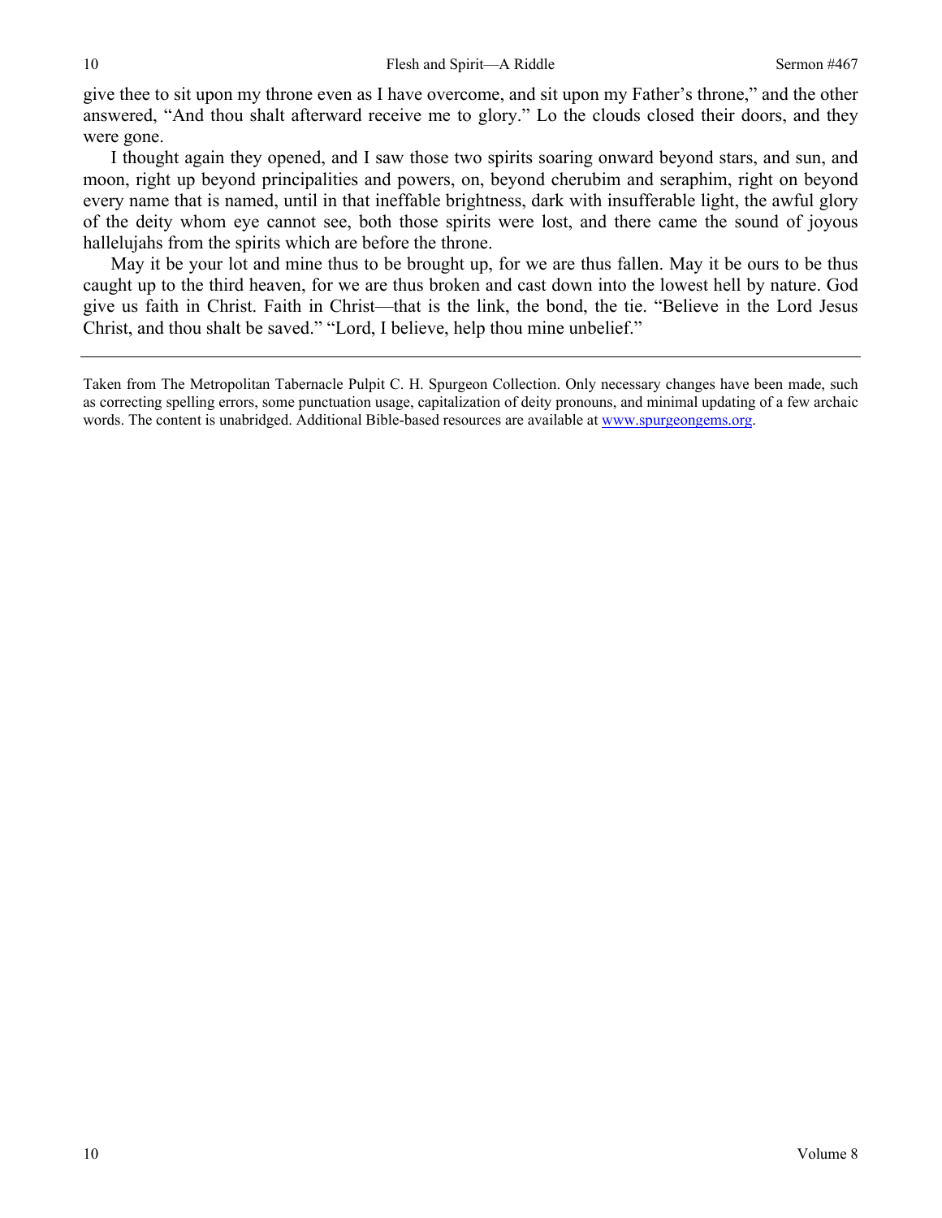give thee to sit upon my throne even as I have overcome, and sit upon my Father's throne," and the other answered, "And thou shalt afterward receive me to glory." Lo the clouds closed their doors, and they were gone.

I thought again they opened, and I saw those two spirits soaring onward beyond stars, and sun, and moon, right up beyond principalities and powers, on, beyond cherubim and seraphim, right on beyond every name that is named, until in that ineffable brightness, dark with insufferable light, the awful glory of the deity whom eye cannot see, both those spirits were lost, and there came the sound of joyous hallelujahs from the spirits which are before the throne.

May it be your lot and mine thus to be brought up, for we are thus fallen. May it be ours to be thus caught up to the third heaven, for we are thus broken and cast down into the lowest hell by nature. God give us faith in Christ. Faith in Christ—that is the link, the bond, the tie. "Believe in the Lord Jesus Christ, and thou shalt be saved." "Lord, I believe, help thou mine unbelief."

---

Taken from The Metropolitan Tabernacle Pulpit C. H. Spurgeon Collection. Only necessary changes have been made, such as correcting spelling errors, some punctuation usage, capitalization of deity pronouns, and minimal updating of a few archaic words. The content is unabridged. Additional Bible-based resources are available at www.spurgeongems.org.